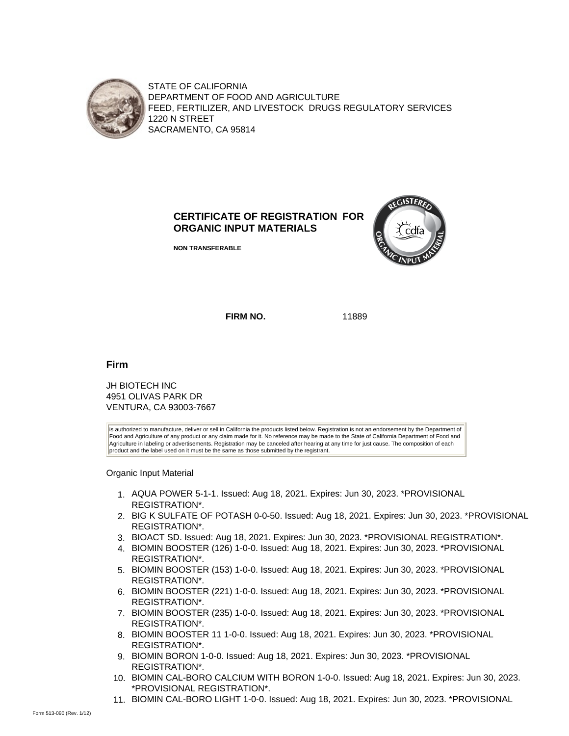STATE OF CALIFORNIA
DEPARTMENT OF FOOD AND AGRICULTURE
FEED, FERTILIZER, AND LIVESTOCK DRUGS REGULATORY SERVICES
1220 N STREET
SACRAMENTO, CA 95814

## CERTIFICATE OF REGISTRATION FOR ORGANIC INPUT MATERIALS

**NON TRANSFERABLE**

**FIRM NO.** 11889

### Firm

JH BIOTECH INC
4951 OLIVAS PARK DR
VENTURA, CA 93003-7667

is authorized to manufacture, deliver or sell in California the products listed below. Registration is not an endorsement by the Department of Food and Agriculture of any product or any claim made for it. No reference may be made to the State of California Department of Food and Agriculture in labeling or advertisements. Registration may be canceled after hearing at any time for just cause. The composition of each product and the label used on it must be the same as those submitted by the registrant.

Organic Input Material

1. AQUA POWER 5-1-1. Issued: Aug 18, 2021. Expires: Jun 30, 2023. *PROVISIONAL REGISTRATION*.
2. BIG K SULFATE OF POTASH 0-0-50. Issued: Aug 18, 2021. Expires: Jun 30, 2023. *PROVISIONAL REGISTRATION*.
3. BIOACT SD. Issued: Aug 18, 2021. Expires: Jun 30, 2023. *PROVISIONAL REGISTRATION*.
4. BIOMIN BOOSTER (126) 1-0-0. Issued: Aug 18, 2021. Expires: Jun 30, 2023. *PROVISIONAL REGISTRATION*.
5. BIOMIN BOOSTER (153) 1-0-0. Issued: Aug 18, 2021. Expires: Jun 30, 2023. *PROVISIONAL REGISTRATION*.
6. BIOMIN BOOSTER (221) 1-0-0. Issued: Aug 18, 2021. Expires: Jun 30, 2023. *PROVISIONAL REGISTRATION*.
7. BIOMIN BOOSTER (235) 1-0-0. Issued: Aug 18, 2021. Expires: Jun 30, 2023. *PROVISIONAL REGISTRATION*.
8. BIOMIN BOOSTER 11 1-0-0. Issued: Aug 18, 2021. Expires: Jun 30, 2023. *PROVISIONAL REGISTRATION*.
9. BIOMIN BORON 1-0-0. Issued: Aug 18, 2021. Expires: Jun 30, 2023. *PROVISIONAL REGISTRATION*.
10. BIOMIN CAL-BORO CALCIUM WITH BORON 1-0-0. Issued: Aug 18, 2021. Expires: Jun 30, 2023. *PROVISIONAL REGISTRATION*.
11. BIOMIN CAL-BORO LIGHT 1-0-0. Issued: Aug 18, 2021. Expires: Jun 30, 2023. *PROVISIONAL

Form 513-090 (Rev. 1/12)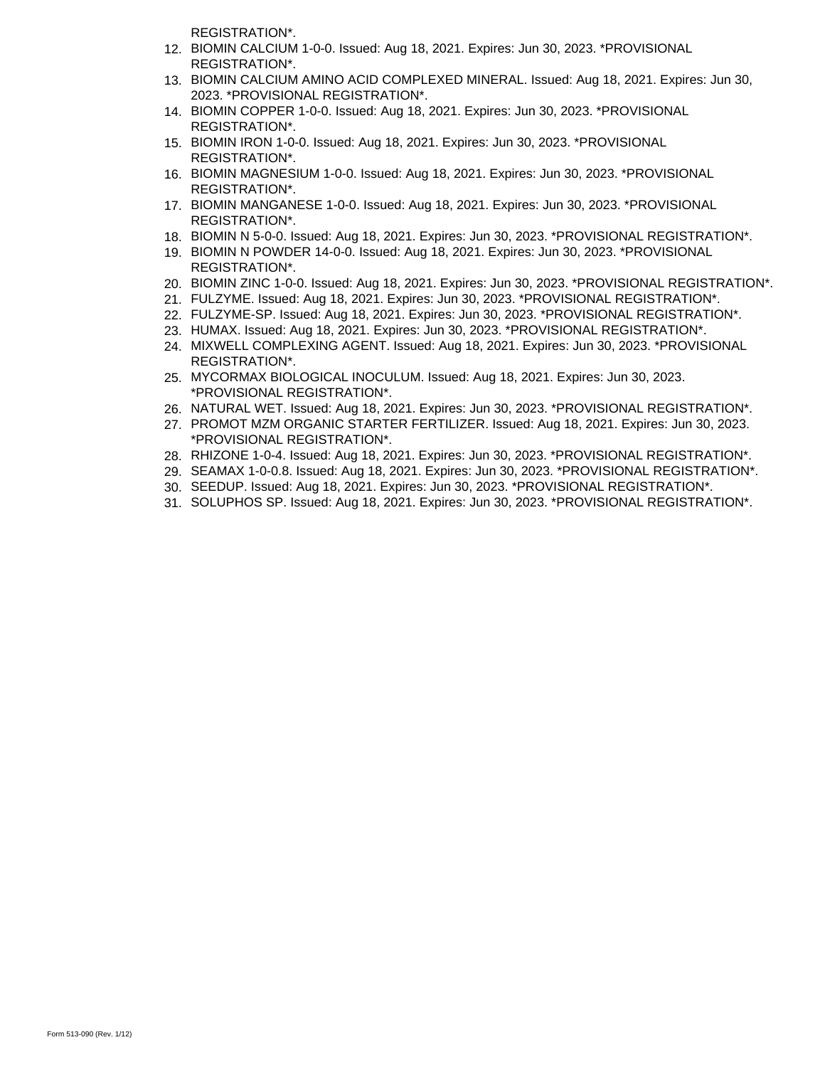REGISTRATION*.

12. BIOMIN CALCIUM 1-0-0. Issued: Aug 18, 2021. Expires: Jun 30, 2023. *PROVISIONAL REGISTRATION*.
13. BIOMIN CALCIUM AMINO ACID COMPLEXED MINERAL. Issued: Aug 18, 2021. Expires: Jun 30, 2023. *PROVISIONAL REGISTRATION*.
14. BIOMIN COPPER 1-0-0. Issued: Aug 18, 2021. Expires: Jun 30, 2023. *PROVISIONAL REGISTRATION*.
15. BIOMIN IRON 1-0-0. Issued: Aug 18, 2021. Expires: Jun 30, 2023. *PROVISIONAL REGISTRATION*.
16. BIOMIN MAGNESIUM 1-0-0. Issued: Aug 18, 2021. Expires: Jun 30, 2023. *PROVISIONAL REGISTRATION*.
17. BIOMIN MANGANESE 1-0-0. Issued: Aug 18, 2021. Expires: Jun 30, 2023. *PROVISIONAL REGISTRATION*.
18. BIOMIN N 5-0-0. Issued: Aug 18, 2021. Expires: Jun 30, 2023. *PROVISIONAL REGISTRATION*.
19. BIOMIN N POWDER 14-0-0. Issued: Aug 18, 2021. Expires: Jun 30, 2023. *PROVISIONAL REGISTRATION*.
20. BIOMIN ZINC 1-0-0. Issued: Aug 18, 2021. Expires: Jun 30, 2023. *PROVISIONAL REGISTRATION*.
21. FULZYME. Issued: Aug 18, 2021. Expires: Jun 30, 2023. *PROVISIONAL REGISTRATION*.
22. FULZYME-SP. Issued: Aug 18, 2021. Expires: Jun 30, 2023. *PROVISIONAL REGISTRATION*.
23. HUMAX. Issued: Aug 18, 2021. Expires: Jun 30, 2023. *PROVISIONAL REGISTRATION*.
24. MIXWELL COMPLEXING AGENT. Issued: Aug 18, 2021. Expires: Jun 30, 2023. *PROVISIONAL REGISTRATION*.
25. MYCORMAX BIOLOGICAL INOCULUM. Issued: Aug 18, 2021. Expires: Jun 30, 2023. *PROVISIONAL REGISTRATION*.
26. NATURAL WET. Issued: Aug 18, 2021. Expires: Jun 30, 2023. *PROVISIONAL REGISTRATION*.
27. PROMOT MZM ORGANIC STARTER FERTILIZER. Issued: Aug 18, 2021. Expires: Jun 30, 2023. *PROVISIONAL REGISTRATION*.
28. RHIZONE 1-0-4. Issued: Aug 18, 2021. Expires: Jun 30, 2023. *PROVISIONAL REGISTRATION*.
29. SEAMAX 1-0-0.8. Issued: Aug 18, 2021. Expires: Jun 30, 2023. *PROVISIONAL REGISTRATION*.
30. SEEDUP. Issued: Aug 18, 2021. Expires: Jun 30, 2023. *PROVISIONAL REGISTRATION*.
31. SOLUPHOS SP. Issued: Aug 18, 2021. Expires: Jun 30, 2023. *PROVISIONAL REGISTRATION*.

Form 513-090 (Rev. 1/12)